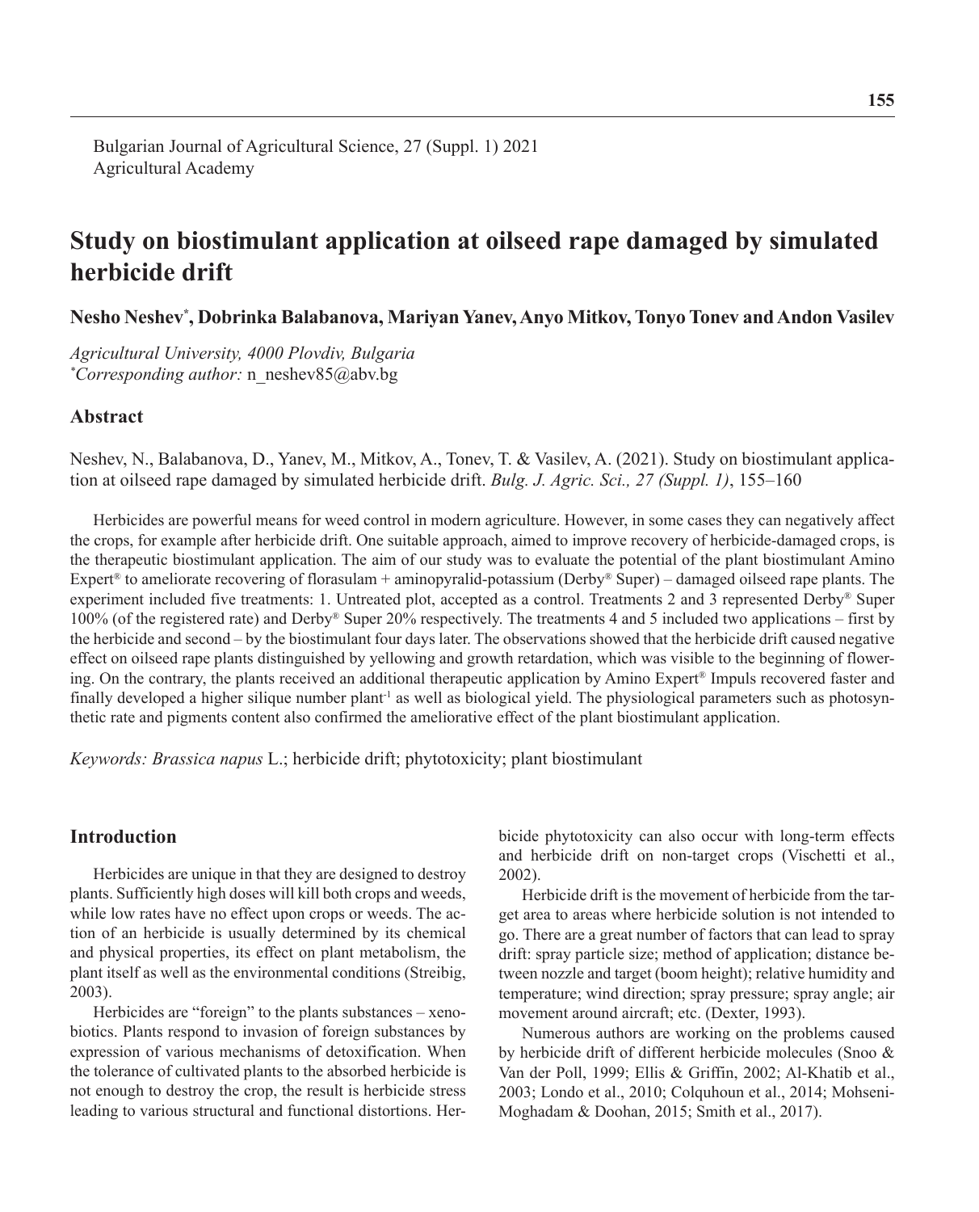Bulgarian Journal of Agricultural Science, 27 (Suppl. 1) 2021
Agricultural Academy

# Study on biostimulant application at oilseed rape damaged by simulated herbicide drift

**Nesho Neshev*, Dobrinka Balabanova, Mariyan Yanev, Anyo Mitkov, Tonyo Tonev and Andon Vasilev**

*Agricultural University, 4000 Plovdiv, Bulgaria*
*\*Corresponding author:* n_neshev85@abv.bg

## Abstract

Neshev, N., Balabanova, D., Yanev, M., Mitkov, A., Tonev, T. & Vasilev, A. (2021). Study on biostimulant application at oilseed rape damaged by simulated herbicide drift. *Bulg. J. Agric. Sci., 27 (Suppl. 1)*, 155–160

Herbicides are powerful means for weed control in modern agriculture. However, in some cases they can negatively affect the crops, for example after herbicide drift. One suitable approach, aimed to improve recovery of herbicide-damaged crops, is the therapeutic biostimulant application. The aim of our study was to evaluate the potential of the plant biostimulant Amino Expert® to ameliorate recovering of florasulam + aminopyralid-potassium (Derby® Super) – damaged oilseed rape plants. The experiment included five treatments: 1. Untreated plot, accepted as a control. Treatments 2 and 3 represented Derby® Super 100% (of the registered rate) and Derby® Super 20% respectively. The treatments 4 and 5 included two applications – first by the herbicide and second – by the biostimulant four days later. The observations showed that the herbicide drift caused negative effect on oilseed rape plants distinguished by yellowing and growth retardation, which was visible to the beginning of flowering. On the contrary, the plants received an additional therapeutic application by Amino Expert® Impuls recovered faster and finally developed a higher silique number plant$^{-1}$ as well as biological yield. The physiological parameters such as photosynthetic rate and pigments content also confirmed the ameliorative effect of the plant biostimulant application.

*Keywords: Brassica napus* L.; herbicide drift; phytotoxicity; plant biostimulant

## Introduction

Herbicides are unique in that they are designed to destroy plants. Sufficiently high doses will kill both crops and weeds, while low rates have no effect upon crops or weeds. The action of an herbicide is usually determined by its chemical and physical properties, its effect on plant metabolism, the plant itself as well as the environmental conditions (Streibig, 2003).

Herbicides are "foreign" to the plants substances – xenobiotics. Plants respond to invasion of foreign substances by expression of various mechanisms of detoxification. When the tolerance of cultivated plants to the absorbed herbicide is not enough to destroy the crop, the result is herbicide stress leading to various structural and functional distortions. Herbicide phytotoxicity can also occur with long-term effects and herbicide drift on non-target crops (Vischetti et al., 2002).

Herbicide drift is the movement of herbicide from the target area to areas where herbicide solution is not intended to go. There are a great number of factors that can lead to spray drift: spray particle size; method of application; distance between nozzle and target (boom height); relative humidity and temperature; wind direction; spray pressure; spray angle; air movement around aircraft; etc. (Dexter, 1993).

Numerous authors are working on the problems caused by herbicide drift of different herbicide molecules (Snoo & Van der Poll, 1999; Ellis & Griffin, 2002; Al-Khatib et al., 2003; Londo et al., 2010; Colquhoun et al., 2014; Mohseni-Moghadam & Doohan, 2015; Smith et al., 2017).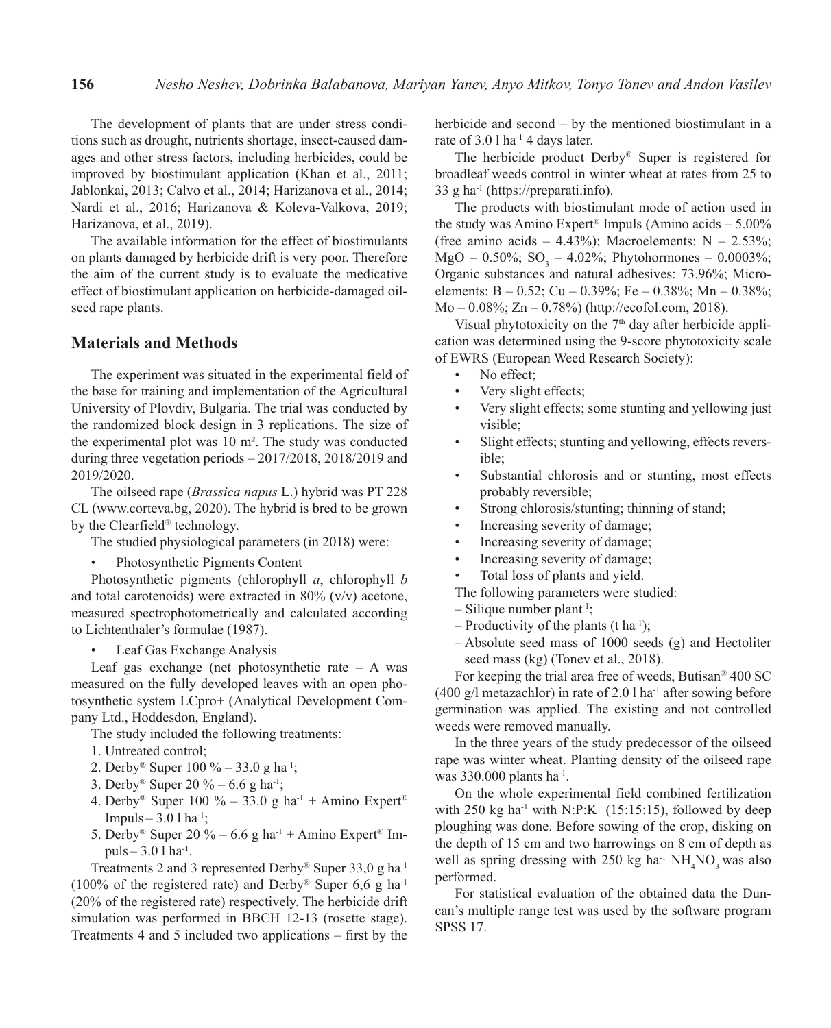The development of plants that are under stress conditions such as drought, nutrients shortage, insect-caused damages and other stress factors, including herbicides, could be improved by biostimulant application (Khan et al., 2011; Jablonkai, 2013; Calvo et al., 2014; Harizanova et al., 2014; Nardi et al., 2016; Harizanova & Koleva-Valkova, 2019; Harizanova, et al., 2019).

The available information for the effect of biostimulants on plants damaged by herbicide drift is very poor. Therefore the aim of the current study is to evaluate the medicative effect of biostimulant application on herbicide-damaged oilseed rape plants.

## Materials and Methods

The experiment was situated in the experimental field of the base for training and implementation of the Agricultural University of Plovdiv, Bulgaria. The trial was conducted by the randomized block design in 3 replications. The size of the experimental plot was 10 m². The study was conducted during three vegetation periods – 2017/2018, 2018/2019 and 2019/2020.

The oilseed rape (*Brassica napus* L.) hybrid was PT 228 CL (www.corteva.bg, 2020). The hybrid is bred to be grown by the Clearfield® technology.

The studied physiological parameters (in 2018) were:

- Photosynthetic Pigments Content

Photosynthetic pigments (chlorophyll *a*, chlorophyll *b* and total carotenoids) were extracted in 80% (v/v) acetone, measured spectrophotometrically and calculated according to Lichtenthaler's formulae (1987).

- Leaf Gas Exchange Analysis

Leaf gas exchange (net photosynthetic rate – A was measured on the fully developed leaves with an open photosynthetic system LCpro+ (Analytical Development Company Ltd., Hoddesdon, England).

The study included the following treatments:

1. Untreated control;
2. Derby® Super 100 % – 33.0 g ha$^{-1}$;
3. Derby® Super 20 % – 6.6 g ha$^{-1}$;
4. Derby® Super 100 % – 33.0 g ha$^{-1}$ + Amino Expert® Impuls – 3.0 l ha$^{-1}$;
5. Derby® Super 20 % – 6.6 g ha$^{-1}$ + Amino Expert® Impuls – 3.0 l ha$^{-1}$.

Treatments 2 and 3 represented Derby® Super 33,0 g ha$^{-1}$ (100% of the registered rate) and Derby® Super 6,6 g ha$^{-1}$ (20% of the registered rate) respectively. The herbicide drift simulation was performed in BBCH 12-13 (rosette stage). Treatments 4 and 5 included two applications – first by the herbicide and second – by the mentioned biostimulant in a rate of 3.0 l ha$^{-1}$ 4 days later.

The herbicide product Derby® Super is registered for broadleaf weeds control in winter wheat at rates from 25 to 33 g ha$^{-1}$ (https://preparati.info).

The products with biostimulant mode of action used in the study was Amino Expert® Impuls (Amino acids – 5.00% (free amino acids – 4.43%); Macroelements: N – 2.53%; MgO – 0.50%; $SO_3$ – 4.02%; Phytohormones – 0.0003%; Organic substances and natural adhesives: 73.96%; Microelements: B – 0.52; Cu – 0.39%; Fe – 0.38%; Mn – 0.38%; Mo – 0.08%; Zn – 0.78%) (http://ecofol.com, 2018).

Visual phytotoxicity on the 7$^{th}$ day after herbicide application was determined using the 9-score phytotoxicity scale of EWRS (European Weed Research Society):

- No effect;
- Very slight effects;
- Very slight effects; some stunting and yellowing just visible;
- Slight effects; stunting and yellowing, effects reversible;
- Substantial chlorosis and or stunting, most effects probably reversible;
- Strong chlorosis/stunting; thinning of stand;
- Increasing severity of damage;
- Increasing severity of damage;
- Increasing severity of damage;
- Total loss of plants and yield.

The following parameters were studied:

– Silique number plant$^{-1}$;

– Productivity of the plants (t ha$^{-1}$);

– Absolute seed mass of 1000 seeds (g) and Hectoliter seed mass (kg) (Tonev et al., 2018).

For keeping the trial area free of weeds, Butisan® 400 SC (400 g/l metazachlor) in rate of 2.0 l ha$^{-1}$ after sowing before germination was applied. The existing and not controlled weeds were removed manually.

In the three years of the study predecessor of the oilseed rape was winter wheat. Planting density of the oilseed rape was 330.000 plants ha$^{-1}$.

On the whole experimental field combined fertilization with 250 kg ha$^{-1}$ with N:P:K (15:15:15), followed by deep ploughing was done. Before sowing of the crop, disking on the depth of 15 cm and two harrowings on 8 cm of depth as well as spring dressing with 250 kg ha$^{-1}$ $NH_4NO_3$ was also performed.

For statistical evaluation of the obtained data the Duncan's multiple range test was used by the software program SPSS 17.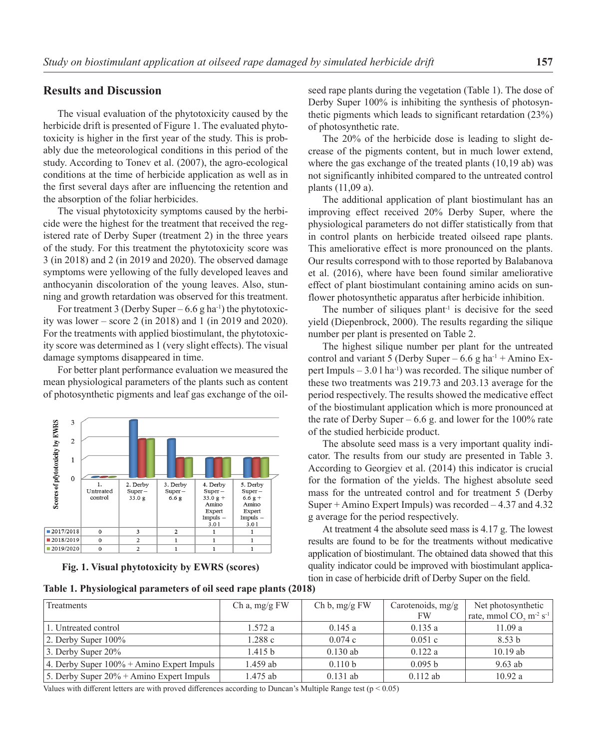## Results and Discussion

The visual evaluation of the phytotoxicity caused by the herbicide drift is presented of Figure 1. The evaluated phytotoxicity is higher in the first year of the study. This is probably due the meteorological conditions in this period of the study. According to Tonev et al. (2007), the agro-ecological conditions at the time of herbicide application as well as in the first several days after are influencing the retention and the absorption of the foliar herbicides.

The visual phytotoxicity symptoms caused by the herbicide were the highest for the treatment that received the registered rate of Derby Super (treatment 2) in the three years of the study. For this treatment the phytotoxicity score was 3 (in 2018) and 2 (in 2019 and 2020). The observed damage symptoms were yellowing of the fully developed leaves and anthocyanin discoloration of the young leaves. Also, stunning and growth retardation was observed for this treatment.

For treatment 3 (Derby Super – 6.6 g ha$^{-1}$) the phytotoxicity was lower – score 2 (in 2018) and 1 (in 2019 and 2020). For the treatments with applied biostimulant, the phytotoxicity score was determined as 1 (very slight effects). The visual damage symptoms disappeared in time.

For better plant performance evaluation we measured the mean physiological parameters of the plants such as content of photosynthetic pigments and leaf gas exchange of the oilseed rape plants during the vegetation (Table 1). The dose of Derby Super 100% is inhibiting the synthesis of photosynthetic pigments which leads to significant retardation (23%) of photosynthetic rate.

| | 1. Untreated control | 2. Derby Super – 33.0 g | 3. Derby Super – 6.6 g | 4. Derby Super – 33.0 g + Amino Expert Impuls – 3.0 l | 5. Derby Super – 6.6 g + Amino Expert Impuls – 3.0 l |
|---|---|---|---|---|---|
| 2017/2018 | 0 | 3 | 2 | 1 | 1 |
| 2018/2019 | 0 | 2 | 1 | 1 | 1 |
| 2019/2020 | 0 | 2 | 1 | 1 | 1 |

**Fig. 1. Visual phytotoxicity by EWRS (scores)**

The 20% of the herbicide dose is leading to slight decrease of the pigments content, but in much lower extend, where the gas exchange of the treated plants (10,19 ab) was not significantly inhibited compared to the untreated control plants (11,09 a).

The additional application of plant biostimulant has an improving effect received 20% Derby Super, where the physiological parameters do not differ statistically from that in control plants on herbicide treated oilseed rape plants. This ameliorative effect is more pronounced on the plants. Our results correspond with to those reported by Balabanova et al. (2016), where have been found similar ameliorative effect of plant biostimulant containing amino acids on sunflower photosynthetic apparatus after herbicide inhibition.

The number of siliques plant$^{-1}$ is decisive for the seed yield (Diepenbrock, 2000). The results regarding the silique number per plant is presented on Table 2.

The highest silique number per plant for the untreated control and variant 5 (Derby Super – 6.6 g ha$^{-1}$ + Amino Expert Impuls – 3.0 l ha$^{-1}$) was recorded. The silique number of these two treatments was 219.73 and 203.13 average for the period respectively. The results showed the medicative effect of the biostimulant application which is more pronounced at the rate of Derby Super – 6.6 g. and lower for the 100% rate of the studied herbicide product.

The absolute seed mass is a very important quality indicator. The results from our study are presented in Table 3. According to Georgiev et al. (2014) this indicator is crucial for the formation of the yields. The highest absolute seed mass for the untreated control and for treatment 5 (Derby Super + Amino Expert Impuls) was recorded – 4.37 and 4.32 g average for the period respectively.

At treatment 4 the absolute seed mass is 4.17 g. The lowest results are found to be for the treatments without medicative application of biostimulant. The obtained data showed that this quality indicator could be improved with biostimulant application in case of herbicide drift of Derby Super on the field.

**Table 1. Physiological parameters of oil seed rape plants (2018)**

| Treatments | Ch a, mg/g FW | Ch b, mg/g FW | Carotenoids, mg/g FW | Net photosynthetic rate, mmol $CO_2$ m$^{-2}$ s$^{-1}$ |
|---|---|---|---|---|
| 1. Untreated control | 1.572 a | 0.145 a | 0.135 a | 11.09 a |
| 2. Derby Super 100% | 1.288 c | 0.074 c | 0.051 c | 8.53 b |
| 3. Derby Super 20% | 1.415 b | 0.130 ab | 0.122 a | 10.19 ab |
| 4. Derby Super 100% + Amino Expert Impuls | 1.459 ab | 0.110 b | 0.095 b | 9.63 ab |
| 5. Derby Super 20% + Amino Expert Impuls | 1.475 ab | 0.131 ab | 0.112 ab | 10.92 a |

Values with different letters are with proved differences according to Duncan's Multiple Range test ($p < 0.05$)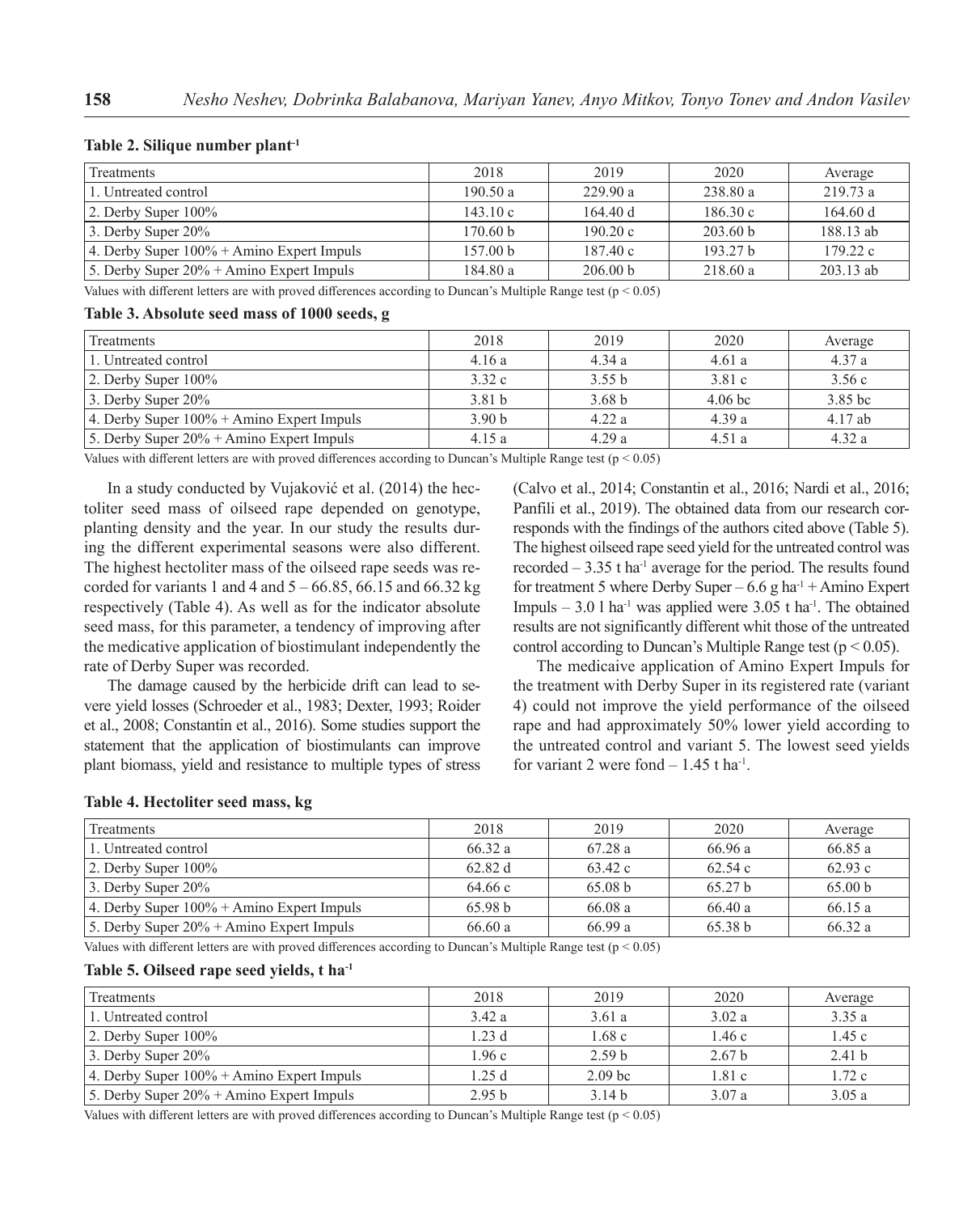**Table 2. Silique number plant$^{-1}$**

| Treatments | 2018 | 2019 | 2020 | Average |
|---|---|---|---|---|
| 1. Untreated control | 190.50 a | 229.90 a | 238.80 a | 219.73 a |
| 2. Derby Super 100% | 143.10 c | 164.40 d | 186.30 c | 164.60 d |
| 3. Derby Super 20% | 170.60 b | 190.20 c | 203.60 b | 188.13 ab |
| 4. Derby Super 100% + Amino Expert Impuls | 157.00 b | 187.40 c | 193.27 b | 179.22 c |
| 5. Derby Super 20% + Amino Expert Impuls | 184.80 a | 206.00 b | 218.60 a | 203.13 ab |

Values with different letters are with proved differences according to Duncan's Multiple Range test ($p < 0.05$)

**Table 3. Absolute seed mass of 1000 seeds, g**

| Treatments | 2018 | 2019 | 2020 | Average |
|---|---|---|---|---|
| 1. Untreated control | 4.16 a | 4.34 a | 4.61 a | 4.37 a |
| 2. Derby Super 100% | 3.32 c | 3.55 b | 3.81 c | 3.56 c |
| 3. Derby Super 20% | 3.81 b | 3.68 b | 4.06 bc | 3.85 bc |
| 4. Derby Super 100% + Amino Expert Impuls | 3.90 b | 4.22 a | 4.39 a | 4.17 ab |
| 5. Derby Super 20% + Amino Expert Impuls | 4.15 a | 4.29 a | 4.51 a | 4.32 a |

Values with different letters are with proved differences according to Duncan's Multiple Range test ($p < 0.05$)

In a study conducted by Vujaković et al. (2014) the hectoliter seed mass of oilseed rape depended on genotype, planting density and the year. In our study the results during the different experimental seasons were also different. The highest hectoliter mass of the oilseed rape seeds was recorded for variants 1 and 4 and 5 – 66.85, 66.15 and 66.32 kg respectively (Table 4). As well as for the indicator absolute seed mass, for this parameter, a tendency of improving after the medicative application of biostimulant independently the rate of Derby Super was recorded.

The damage caused by the herbicide drift can lead to severe yield losses (Schroeder et al., 1983; Dexter, 1993; Roider et al., 2008; Constantin et al., 2016). Some studies support the statement that the application of biostimulants can improve plant biomass, yield and resistance to multiple types of stress (Calvo et al., 2014; Constantin et al., 2016; Nardi et al., 2016; Panfili et al., 2019). The obtained data from our research corresponds with the findings of the authors cited above (Table 5). The highest oilseed rape seed yield for the untreated control was recorded – 3.35 t ha$^{-1}$ average for the period. The results found for treatment 5 where Derby Super – 6.6 g ha$^{-1}$ + Amino Expert Impuls – 3.0 l ha$^{-1}$ was applied were 3.05 t ha$^{-1}$. The obtained results are not significantly different whit those of the untreated control according to Duncan's Multiple Range test ($p < 0.05$).

The medicaive application of Amino Expert Impuls for the treatment with Derby Super in its registered rate (variant 4) could not improve the yield performance of the oilseed rape and had approximately 50% lower yield according to the untreated control and variant 5. The lowest seed yields for variant 2 were fond – 1.45 t ha$^{-1}$.

**Table 4. Hectoliter seed mass, kg**

| Treatments | 2018 | 2019 | 2020 | Average |
|---|---|---|---|---|
| 1. Untreated control | 66.32 a | 67.28 a | 66.96 a | 66.85 a |
| 2. Derby Super 100% | 62.82 d | 63.42 c | 62.54 c | 62.93 c |
| 3. Derby Super 20% | 64.66 c | 65.08 b | 65.27 b | 65.00 b |
| 4. Derby Super 100% + Amino Expert Impuls | 65.98 b | 66.08 a | 66.40 a | 66.15 a |
| 5. Derby Super 20% + Amino Expert Impuls | 66.60 a | 66.99 a | 65.38 b | 66.32 a |

Values with different letters are with proved differences according to Duncan's Multiple Range test ($p < 0.05$)

**Table 5. Oilseed rape seed yields, t ha$^{-1}$**

| Treatments | 2018 | 2019 | 2020 | Average |
|---|---|---|---|---|
| 1. Untreated control | 3.42 a | 3.61 a | 3.02 a | 3.35 a |
| 2. Derby Super 100% | 1.23 d | 1.68 c | 1.46 c | 1.45 c |
| 3. Derby Super 20% | 1.96 c | 2.59 b | 2.67 b | 2.41 b |
| 4. Derby Super 100% + Amino Expert Impuls | 1.25 d | 2.09 bc | 1.81 c | 1.72 c |
| 5. Derby Super 20% + Amino Expert Impuls | 2.95 b | 3.14 b | 3.07 a | 3.05 a |

Values with different letters are with proved differences according to Duncan's Multiple Range test ($p < 0.05$)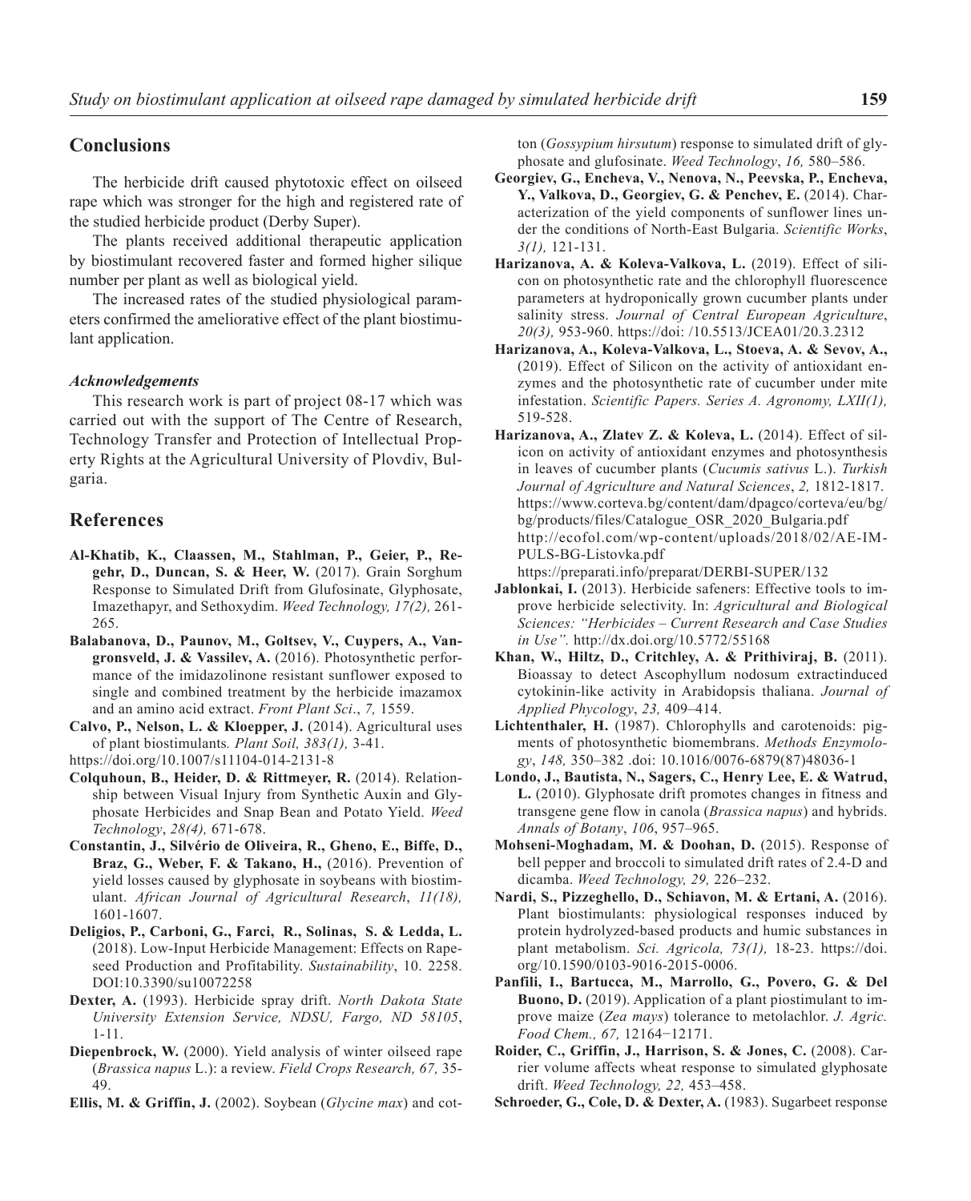## Conclusions

The herbicide drift caused phytotoxic effect on oilseed rape which was stronger for the high and registered rate of the studied herbicide product (Derby Super).

The plants received additional therapeutic application by biostimulant recovered faster and formed higher silique number per plant as well as biological yield.

The increased rates of the studied physiological parameters confirmed the ameliorative effect of the plant biostimulant application.

### *Acknowledgements*

This research work is part of project 08-17 which was carried out with the support of The Centre of Research, Technology Transfer and Protection of Intellectual Property Rights at the Agricultural University of Plovdiv, Bulgaria.

## References

**Al-Khatib, K., Claassen, M., Stahlman, P., Geier, P., Regehr, D., Duncan, S. & Heer, W.** (2017). Grain Sorghum Response to Simulated Drift from Glufosinate, Glyphosate, Imazethapyr, and Sethoxydim. *Weed Technology, 17(2),* 261-265.

**Balabanova, D., Paunov, M., Goltsev, V., Cuypers, A., Vangronsveld, J. & Vassilev, A.** (2016). Photosynthetic performance of the imidazolinone resistant sunflower exposed to single and combined treatment by the herbicide imazamox and an amino acid extract. *Front Plant Sci*., *7,* 1559.

**Calvo, P., Nelson, L. & Kloepper, J.** (2014). Agricultural uses of plant biostimulants*. Plant Soil, 383(1),* 3-41. https://doi.org/10.1007/s11104-014-2131-8

**Colquhoun, B., Heider, D. & Rittmeyer, R.** (2014). Relationship between Visual Injury from Synthetic Auxin and Glyphosate Herbicides and Snap Bean and Potato Yield. *Weed Technology*, *28(4),* 671-678.

**Constantin, J., Silvério de Oliveira, R., Gheno, E., Biffe, D., Braz, G., Weber, F. & Takano, H.,** (2016). Prevention of yield losses caused by glyphosate in soybeans with biostimulant. *African Journal of Agricultural Research*, *11(18),* 1601-1607.

**Deligios, P., Carboni, G., Farci, R., Solinas, S. & Ledda, L.** (2018). Low-Input Herbicide Management: Effects on Rapeseed Production and Profitability. *Sustainability*, 10. 2258. DOI:10.3390/su10072258

**Dexter, A.** (1993). Herbicide spray drift. *North Dakota State University Extension Service, NDSU, Fargo, ND 58105*, 1-11.

**Diepenbrock, W.** (2000). Yield analysis of winter oilseed rape (*Brassica napus* L.): a review. *Field Crops Research, 67,* 35-49.

**Ellis, M. & Griffin, J.** (2002). Soybean (*Glycine max*) and cotton (*Gossypium hirsutum*) response to simulated drift of glyphosate and glufosinate. *Weed Technology*, *16,* 580–586.

**Georgiev, G., Encheva, V., Nenova, N., Peevska, P., Encheva, Y., Valkova, D., Georgiev, G. & Penchev, E.** (2014). Characterization of the yield components of sunflower lines under the conditions of North-East Bulgaria. *Scientific Works*, *3(1),* 121-131.

**Harizanova, A. & Koleva-Valkova, L.** (2019). Effect of silicon on photosynthetic rate and the chlorophyll fluorescence parameters at hydroponically grown cucumber plants under salinity stress. *Journal of Central European Agriculture*, *20(3),* 953-960. https://doi: /10.5513/JCEA01/20.3.2312

**Harizanova, A., Koleva-Valkova, L., Stoeva, A. & Sevov, A.,** (2019). Effect of Silicon on the activity of antioxidant enzymes and the photosynthetic rate of cucumber under mite infestation. *Scientific Papers. Series A. Agronomy, LXII(1),* 519-528.

**Harizanova, A., Zlatev Z. & Koleva, L.** (2014). Effect of silicon on activity of antioxidant enzymes and photosynthesis in leaves of cucumber plants (*Cucumis sativus* L.). *Turkish Journal of Agriculture and Natural Sciences*, *2,* 1812-1817.

https://www.corteva.bg/content/dam/dpagco/corteva/eu/bg/bg/products/files/Catalogue_OSR_2020_Bulgaria.pdf

http://ecofol.com/wp-content/uploads/2018/02/AE-IMPULS-BG-Listovka.pdf

https://preparati.info/preparat/DERBI-SUPER/132

**Jablonkai, I.** (2013). Herbicide safeners: Effective tools to improve herbicide selectivity. In: *Agricultural and Biological Sciences: "Herbicides – Current Research and Case Studies in Use".* http://dx.doi.org/10.5772/55168

**Khan, W., Hiltz, D., Critchley, A. & Prithiviraj, B.** (2011). Bioassay to detect Ascophyllum nodosum extractinduced cytokinin-like activity in Arabidopsis thaliana. *Journal of Applied Phycology*, *23,* 409–414.

**Lichtenthaler, H.** (1987). Chlorophylls and carotenoids: pigments of photosynthetic biomembranes. *Methods Enzymology*, *148,* 350–382 .doi: 10.1016/0076-6879(87)48036-1

**Londo, J., Bautista, N., Sagers, C., Henry Lee, E. & Watrud, L.** (2010). Glyphosate drift promotes changes in fitness and transgene gene flow in canola (*Brassica napus*) and hybrids. *Annals of Botany*, *106*, 957–965.

**Mohseni-Moghadam, M. & Doohan, D.** (2015). Response of bell pepper and broccoli to simulated drift rates of 2.4-D and dicamba. *Weed Technology, 29,* 226–232.

**Nardi, S., Pizzeghello, D., Schiavon, M. & Ertani, A.** (2016). Plant biostimulants: physiological responses induced by protein hydrolyzed-based products and humic substances in plant metabolism. *Sci. Agricola, 73(1),* 18-23. https://doi.org/10.1590/0103-9016-2015-0006.

**Panfili, I., Bartucca, M., Marrollo, G., Povero, G. & Del Buono, D.** (2019). Application of a plant piostimulant to improve maize (*Zea mays*) tolerance to metolachlor. *J. Agric. Food Chem., 67,* 12164−12171.

**Roider, C., Griffin, J., Harrison, S. & Jones, C.** (2008). Carrier volume affects wheat response to simulated glyphosate drift. *Weed Technology, 22,* 453–458.

**Schroeder, G., Cole, D. & Dexter, A.** (1983). Sugarbeet response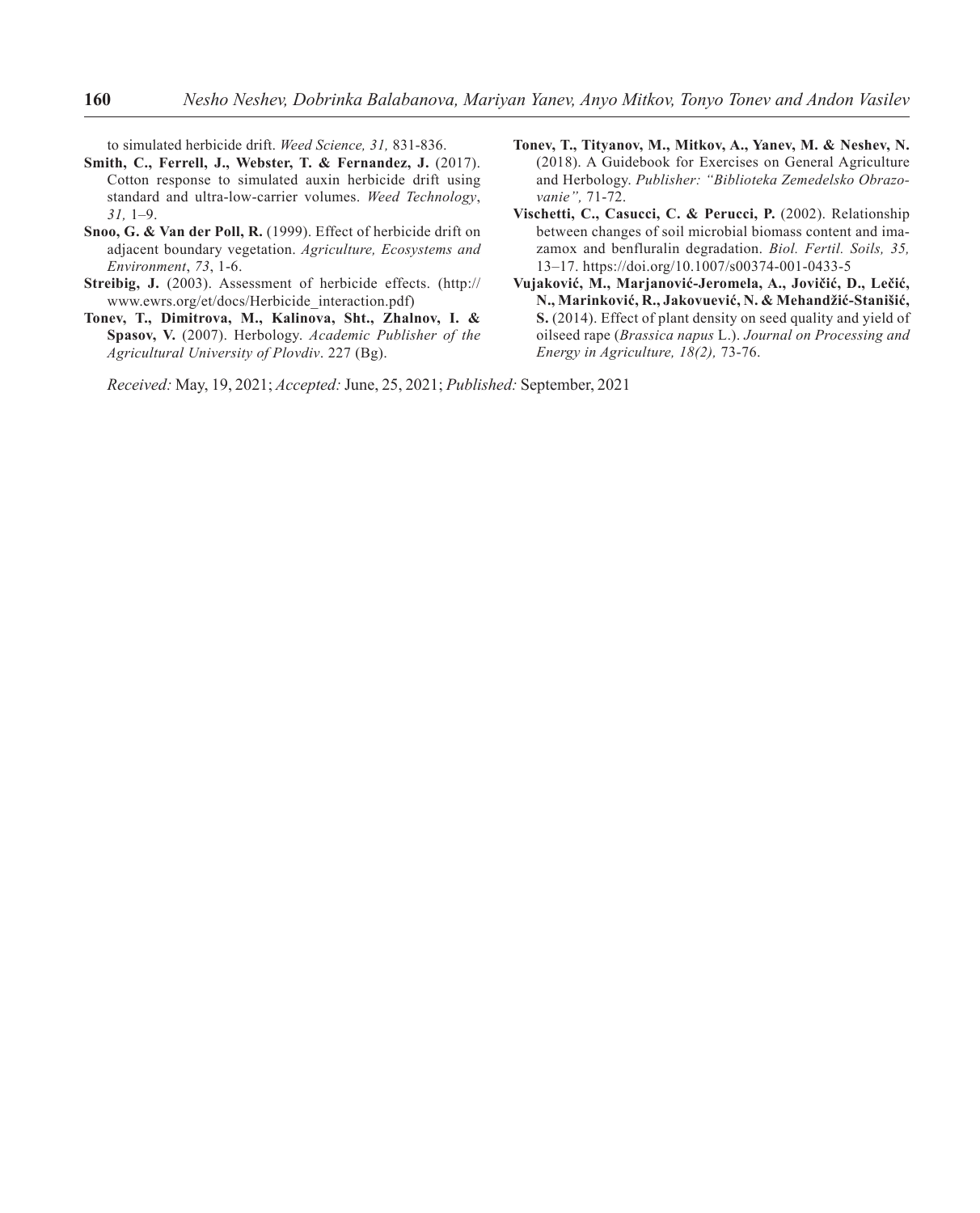to simulated herbicide drift. *Weed Science, 31,* 831-836.

**Smith, C., Ferrell, J., Webster, T. & Fernandez, J.** (2017). Cotton response to simulated auxin herbicide drift using standard and ultra-low-carrier volumes. *Weed Technology*, *31,* 1–9.

**Snoo, G. & Van der Poll, R.** (1999). Effect of herbicide drift on adjacent boundary vegetation. *Agriculture, Ecosystems and Environment*, *73*, 1-6.

**Streibig, J.** (2003). Assessment of herbicide effects. (http://www.ewrs.org/et/docs/Herbicide_interaction.pdf)

**Tonev, T., Dimitrova, M., Kalinova, Sht., Zhalnov, I. & Spasov, V.** (2007). Herbology. *Academic Publisher of the Agricultural University of Plovdiv*. 227 (Bg).

**Tonev, T., Tityanov, M., Mitkov, A., Yanev, M. & Neshev, N.** (2018). A Guidebook for Exercises on General Agriculture and Herbology. *Publisher: "Biblioteka Zemedelsko Obrazovanie",* 71-72.

**Vischetti, C., Casucci, C. & Perucci, P.** (2002). Relationship between changes of soil microbial biomass content and imazamox and benfluralin degradation. *Biol. Fertil. Soils, 35,* 13–17. https://doi.org/10.1007/s00374-001-0433-5

**Vujaković, M., Marjanović-Jeromela, A., Jovičić, D., Lečić, N., Marinković, R., Jakovuević, N. & Mehandžić-Stanišić, S.** (2014). Effect of plant density on seed quality and yield of oilseed rape (*Brassica napus* L.). *Journal on Processing and Energy in Agriculture, 18(2),* 73-76.

*Received:* May, 19, 2021; *Accepted:* June, 25, 2021; *Published:* September, 2021